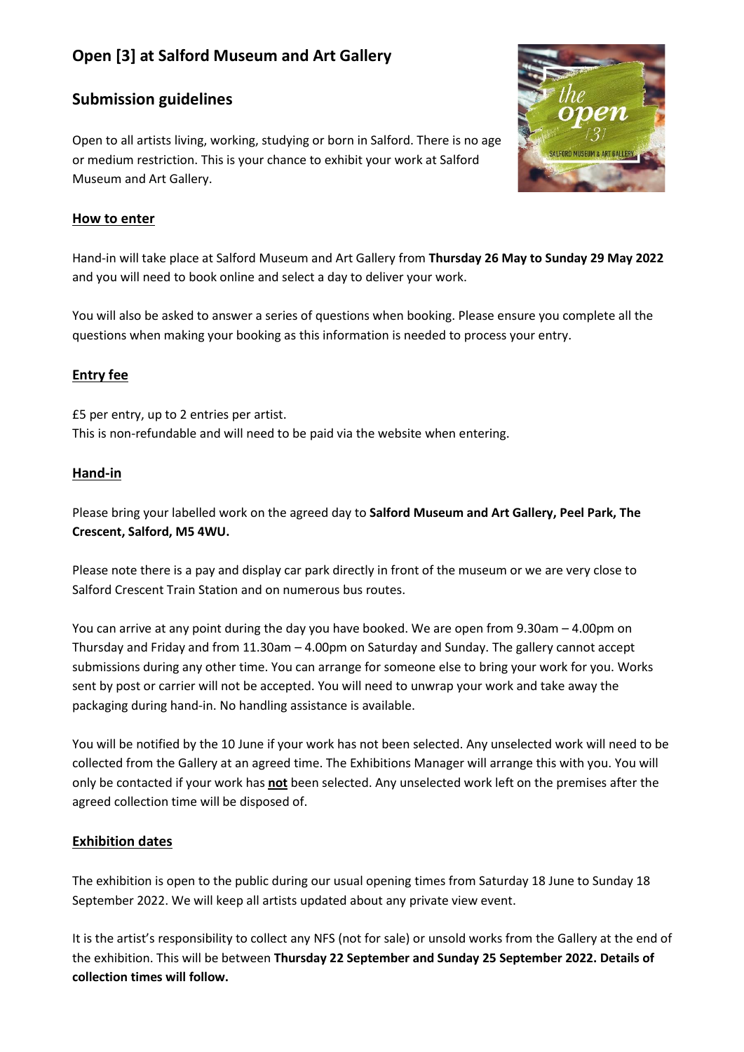# Open [3] at Salford Museum and Art Gallery

## Submission guidelines

Open to all artists living, working, studying or born in Salford. There is no age or medium restriction. This is your chance to exhibit your work at Salford Museum and Art Gallery.

### How to enter

Hand-in will take place at Salford Museum and Art Gallery from **Thursday 26 May to Sunday 29 May 2022** and you will need to book online and select a day to deliver your work.

You will also be asked to answer a series of questions when booking. Please ensure you complete all the questions when making your booking as this information is needed to process your entry.

### Entry fee

£5 per entry, up to 2 entries per artist.
This is non-refundable and will need to be paid via the website when entering.

### Hand-in

Please bring your labelled work on the agreed day to **Salford Museum and Art Gallery, Peel Park, The Crescent, Salford, M5 4WU.**

Please note there is a pay and display car park directly in front of the museum or we are very close to Salford Crescent Train Station and on numerous bus routes.

You can arrive at any point during the day you have booked. We are open from 9.30am – 4.00pm on Thursday and Friday and from 11.30am – 4.00pm on Saturday and Sunday. The gallery cannot accept submissions during any other time. You can arrange for someone else to bring your work for you. Works sent by post or carrier will not be accepted. You will need to unwrap your work and take away the packaging during hand-in. No handling assistance is available.

You will be notified by the 10 June if your work has not been selected. Any unselected work will need to be collected from the Gallery at an agreed time. The Exhibitions Manager will arrange this with you. You will only be contacted if your work has **not** been selected. Any unselected work left on the premises after the agreed collection time will be disposed of.

### Exhibition dates

The exhibition is open to the public during our usual opening times from Saturday 18 June to Sunday 18 September 2022. We will keep all artists updated about any private view event.

It is the artist's responsibility to collect any NFS (not for sale) or unsold works from the Gallery at the end of the exhibition. This will be between **Thursday 22 September and Sunday 25 September 2022. Details of collection times will follow.**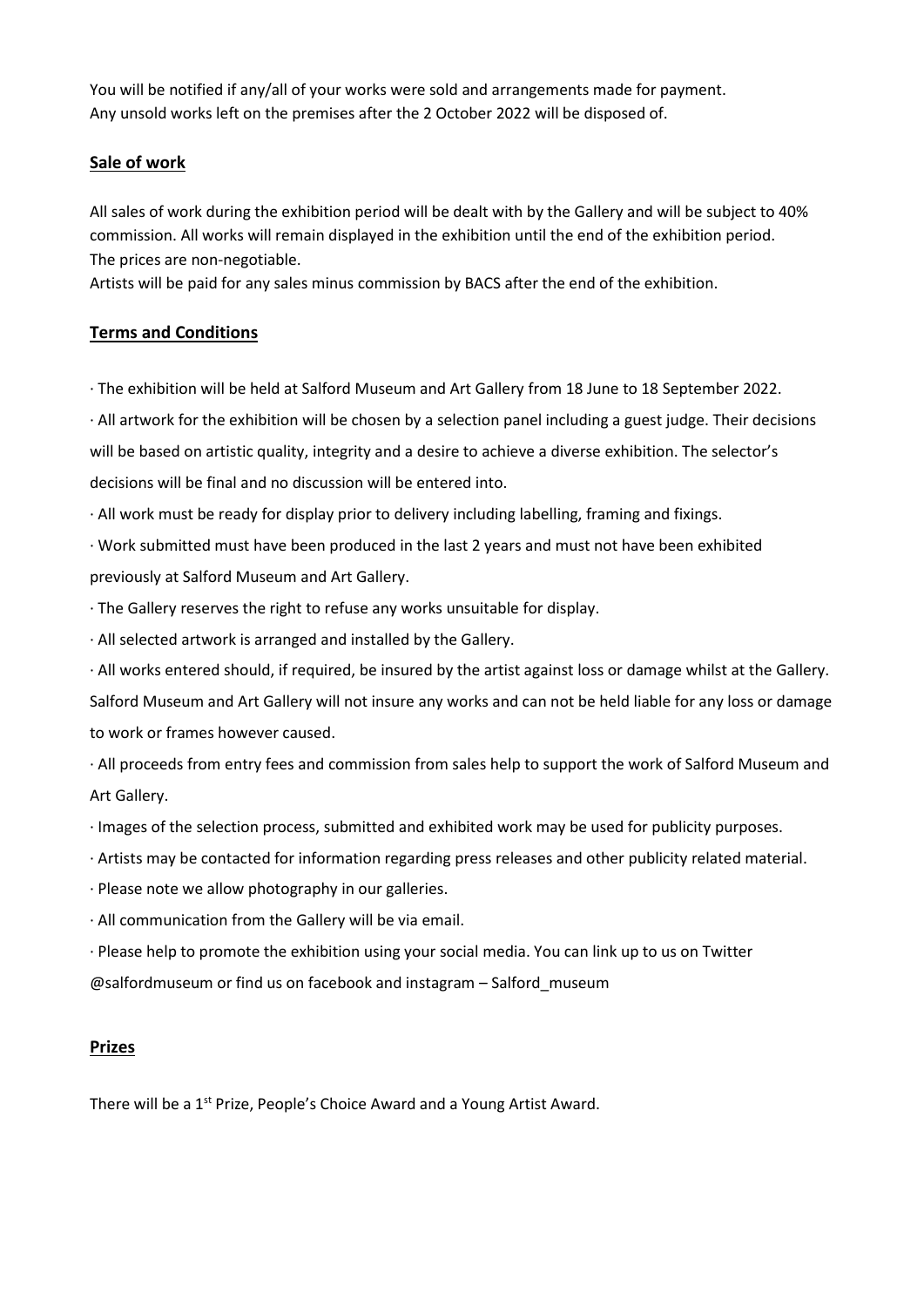You will be notified if any/all of your works were sold and arrangements made for payment.
Any unsold works left on the premises after the 2 October 2022 will be disposed of.

## Sale of work

All sales of work during the exhibition period will be dealt with by the Gallery and will be subject to 40% commission. All works will remain displayed in the exhibition until the end of the exhibition period.
The prices are non-negotiable.
Artists will be paid for any sales minus commission by BACS after the end of the exhibition.

## Terms and Conditions

- The exhibition will be held at Salford Museum and Art Gallery from 18 June to 18 September 2022.
- All artwork for the exhibition will be chosen by a selection panel including a guest judge. Their decisions will be based on artistic quality, integrity and a desire to achieve a diverse exhibition. The selector's decisions will be final and no discussion will be entered into.
- All work must be ready for display prior to delivery including labelling, framing and fixings.
- Work submitted must have been produced in the last 2 years and must not have been exhibited previously at Salford Museum and Art Gallery.
- The Gallery reserves the right to refuse any works unsuitable for display.
- All selected artwork is arranged and installed by the Gallery.
- All works entered should, if required, be insured by the artist against loss or damage whilst at the Gallery. Salford Museum and Art Gallery will not insure any works and can not be held liable for any loss or damage to work or frames however caused.
- All proceeds from entry fees and commission from sales help to support the work of Salford Museum and Art Gallery.
- Images of the selection process, submitted and exhibited work may be used for publicity purposes.
- Artists may be contacted for information regarding press releases and other publicity related material.
- Please note we allow photography in our galleries.
- All communication from the Gallery will be via email.
- Please help to promote the exhibition using your social media. You can link up to us on Twitter @salfordmuseum or find us on facebook and instagram – Salford_museum

## Prizes

There will be a 1st Prize, People's Choice Award and a Young Artist Award.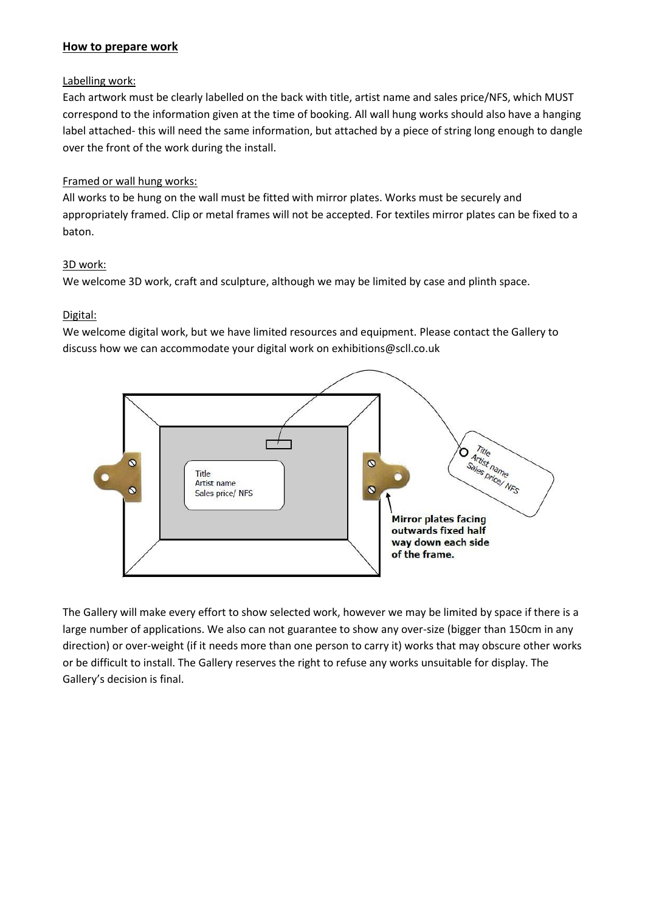## How to prepare work

Labelling work:

Each artwork must be clearly labelled on the back with title, artist name and sales price/NFS, which MUST correspond to the information given at the time of booking. All wall hung works should also have a hanging label attached- this will need the same information, but attached by a piece of string long enough to dangle over the front of the work during the install.

Framed or wall hung works:

All works to be hung on the wall must be fitted with mirror plates. Works must be securely and appropriately framed. Clip or metal frames will not be accepted. For textiles mirror plates can be fixed to a baton.

3D work:

We welcome 3D work, craft and sculpture, although we may be limited by case and plinth space.

Digital:

We welcome digital work, but we have limited resources and equipment. Please contact the Gallery to discuss how we can accommodate your digital work on exhibitions@scll.co.uk

Title
Artist name
Sales price/ NFS

Title
Artist name
Sales price/ NFS

**Mirror plates facing outwards fixed half way down each side of the frame.**

The Gallery will make every effort to show selected work, however we may be limited by space if there is a large number of applications. We also can not guarantee to show any over-size (bigger than 150cm in any direction) or over-weight (if it needs more than one person to carry it) works that may obscure other works or be difficult to install. The Gallery reserves the right to refuse any works unsuitable for display. The Gallery's decision is final.